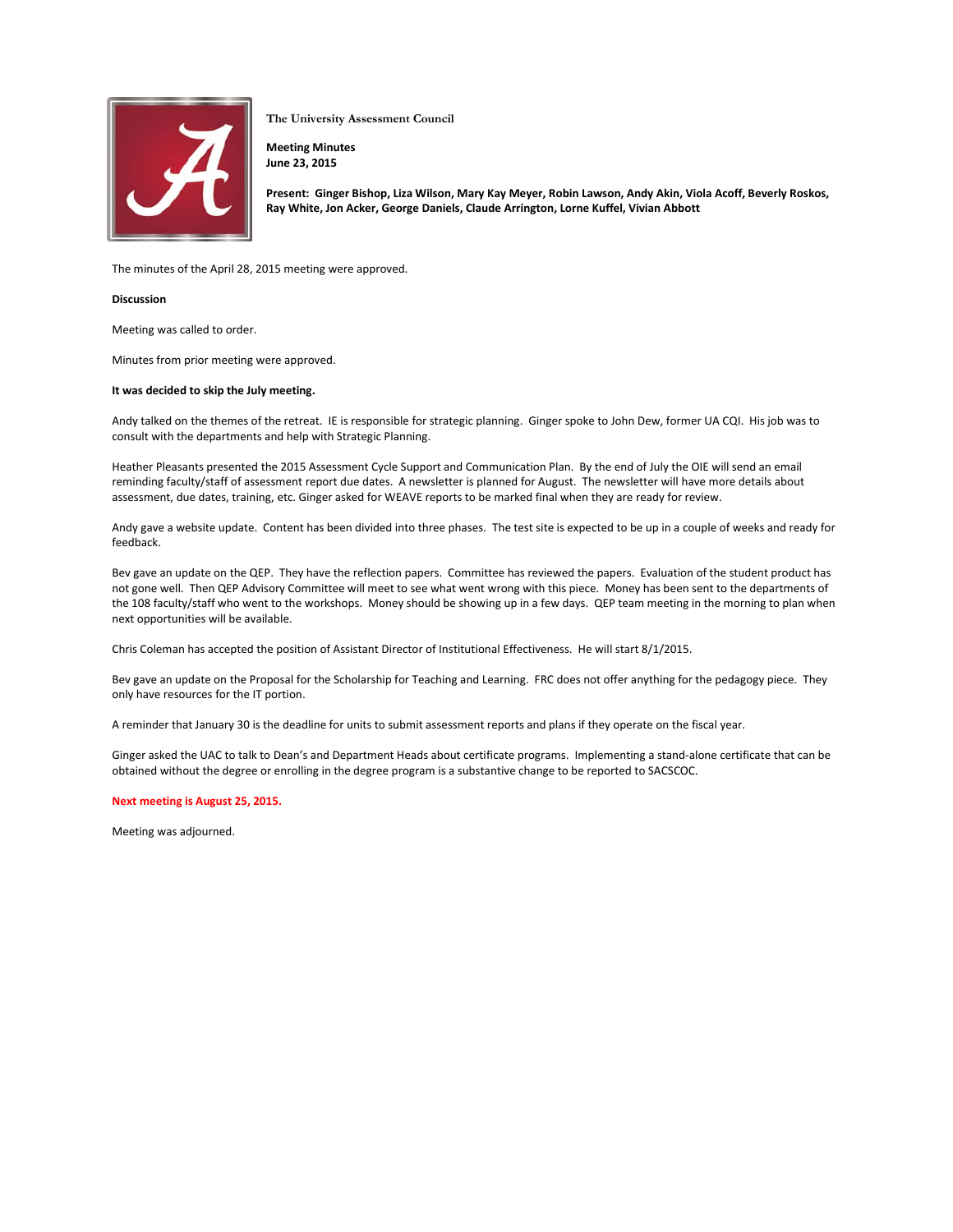**The University Assessment Council**

**Meeting Minutes**
**June 23, 2015**

**Present: Ginger Bishop, Liza Wilson, Mary Kay Meyer, Robin Lawson, Andy Akin, Viola Acoff, Beverly Roskos, Ray White, Jon Acker, George Daniels, Claude Arrington, Lorne Kuffel, Vivian Abbott**

The minutes of the April 28, 2015 meeting were approved.

**Discussion**

Meeting was called to order.

Minutes from prior meeting were approved.

**It was decided to skip the July meeting.**

Andy talked on the themes of the retreat. IE is responsible for strategic planning. Ginger spoke to John Dew, former UA CQI. His job was to consult with the departments and help with Strategic Planning.

Heather Pleasants presented the 2015 Assessment Cycle Support and Communication Plan. By the end of July the OIE will send an email reminding faculty/staff of assessment report due dates. A newsletter is planned for August. The newsletter will have more details about assessment, due dates, training, etc. Ginger asked for WEAVE reports to be marked final when they are ready for review.

Andy gave a website update. Content has been divided into three phases. The test site is expected to be up in a couple of weeks and ready for feedback.

Bev gave an update on the QEP. They have the reflection papers. Committee has reviewed the papers. Evaluation of the student product has not gone well. Then QEP Advisory Committee will meet to see what went wrong with this piece. Money has been sent to the departments of the 108 faculty/staff who went to the workshops. Money should be showing up in a few days. QEP team meeting in the morning to plan when next opportunities will be available.

Chris Coleman has accepted the position of Assistant Director of Institutional Effectiveness. He will start 8/1/2015.

Bev gave an update on the Proposal for the Scholarship for Teaching and Learning. FRC does not offer anything for the pedagogy piece. They only have resources for the IT portion.

A reminder that January 30 is the deadline for units to submit assessment reports and plans if they operate on the fiscal year.

Ginger asked the UAC to talk to Dean's and Department Heads about certificate programs. Implementing a stand-alone certificate that can be obtained without the degree or enrolling in the degree program is a substantive change to be reported to SACSCOC.

**Next meeting is August 25, 2015.**

Meeting was adjourned.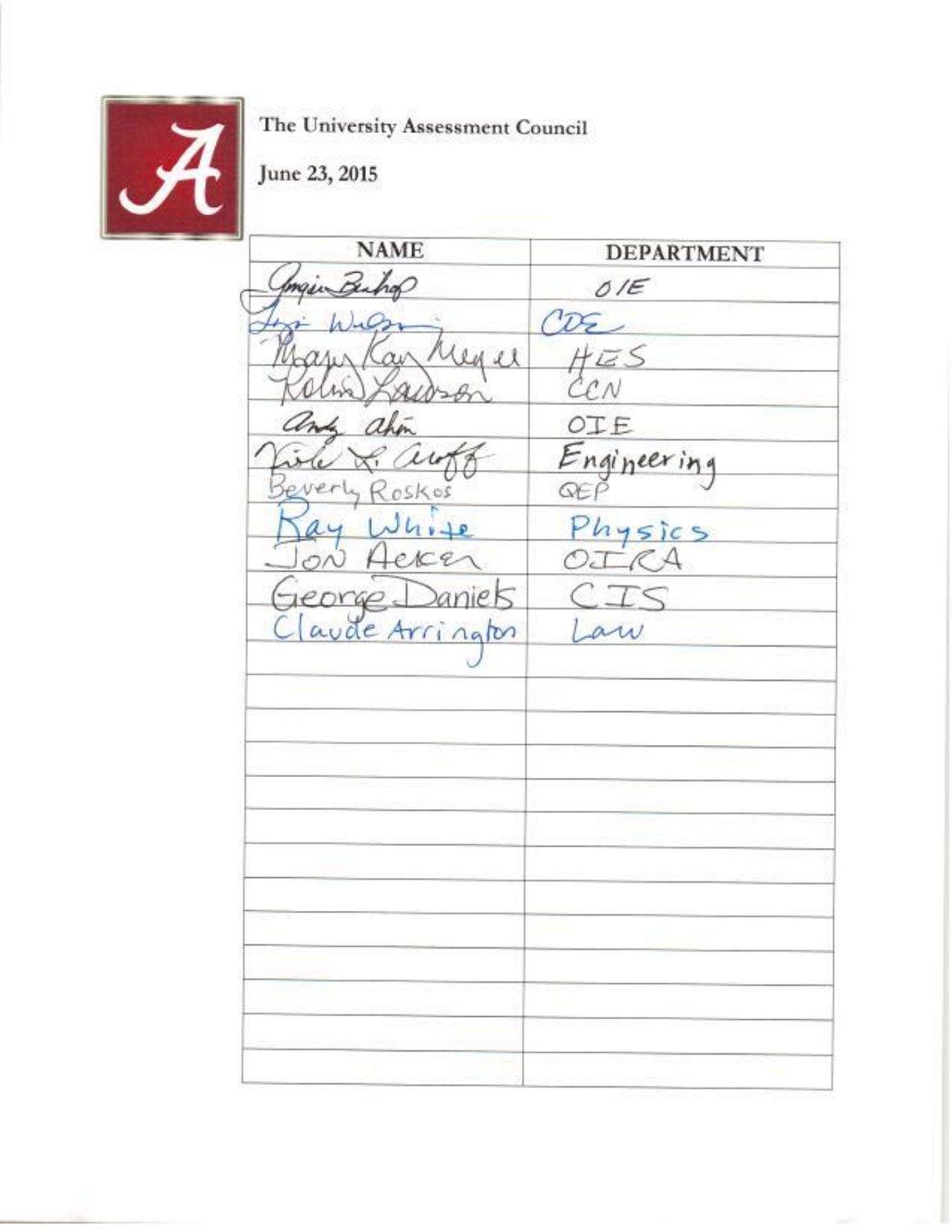The University Assessment Council

June 23, 2015

| NAME | DEPARTMENT |
| --- | --- |
| Ginger Bishop | OIE |
| Lori Wilson | CDE |
| Mary Kay Meyer | HES |
| Robin Lawson | CCN |
| Andy Ahn | OIE |
| Viola L. Acoff | Engineering |
| Beverly Roskos | QEP |
| Ray White | Physics |
| Jon Acker | OIRA |
| George Daniels | CIS |
| Claude Arrington | Law |
| | |
| | |
| | |
| | |
| | |
| | |
| | |
| | |
| | |
| | |
| | |
| | |
| | |